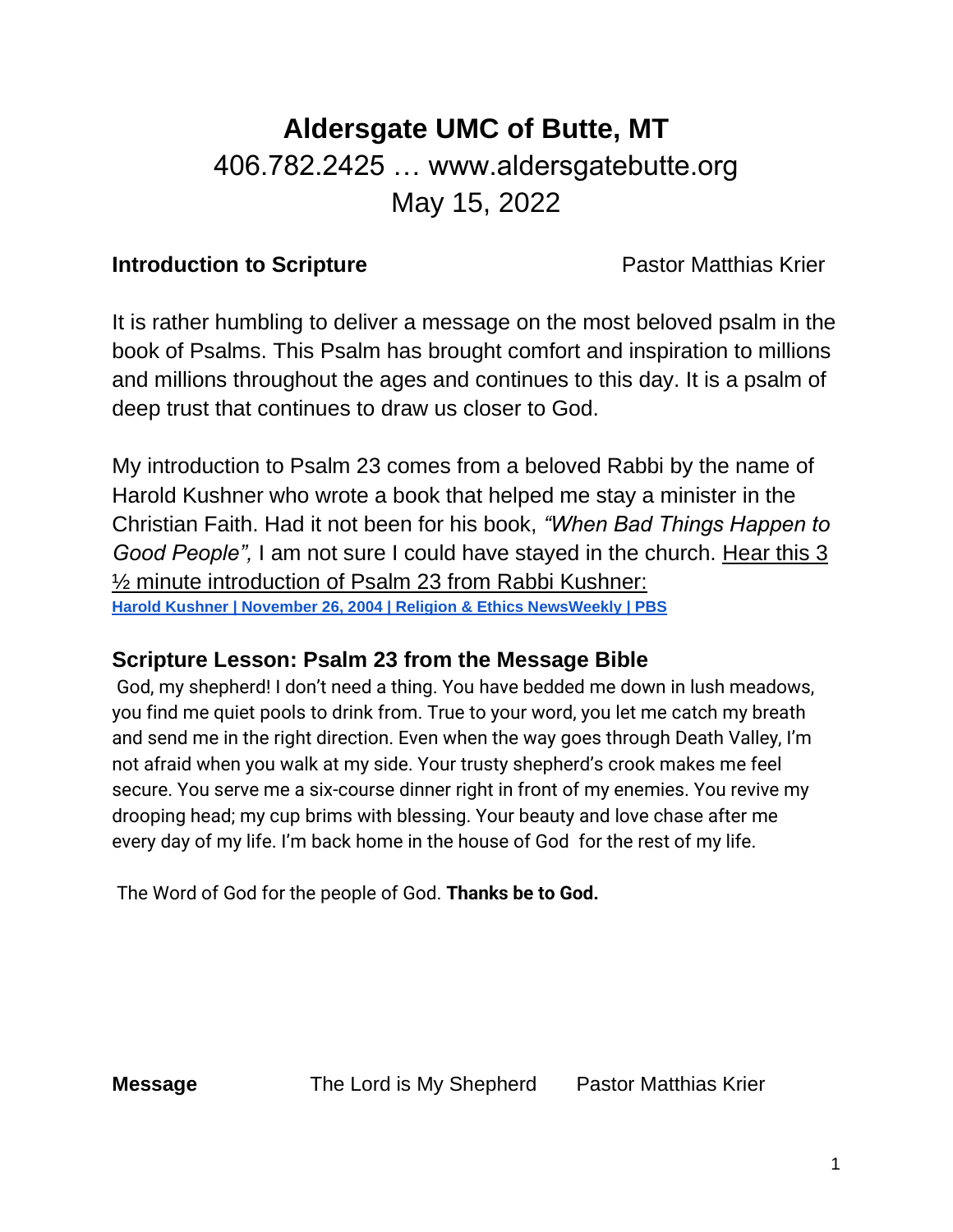# Aldersgate UMC of Butte, MT

406.782.2425 … www.aldersgatebutte.org

May 15, 2022

**Introduction to Scripture** Pastor Matthias Krier

It is rather humbling to deliver a message on the most beloved psalm in the book of Psalms. This Psalm has brought comfort and inspiration to millions and millions throughout the ages and continues to this day. It is a psalm of deep trust that continues to draw us closer to God.

My introduction to Psalm 23 comes from a beloved Rabbi by the name of Harold Kushner who wrote a book that helped me stay a minister in the Christian Faith. Had it not been for his book, *"When Bad Things Happen to Good People",* I am not sure I could have stayed in the church. Hear this 3 ½ minute introduction of Psalm 23 from Rabbi Kushner:

**Harold Kushner | November 26, 2004 | Religion & Ethics NewsWeekly | PBS**

## Scripture Lesson: Psalm 23 from the Message Bible

God, my shepherd! I don't need a thing. You have bedded me down in lush meadows, you find me quiet pools to drink from. True to your word, you let me catch my breath and send me in the right direction. Even when the way goes through Death Valley, I'm not afraid when you walk at my side. Your trusty shepherd's crook makes me feel secure. You serve me a six-course dinner right in front of my enemies. You revive my drooping head; my cup brims with blessing. Your beauty and love chase after me every day of my life. I'm back home in the house of God for the rest of my life.

The Word of God for the people of God. **Thanks be to God.**

**Message** The Lord is My Shepherd Pastor Matthias Krier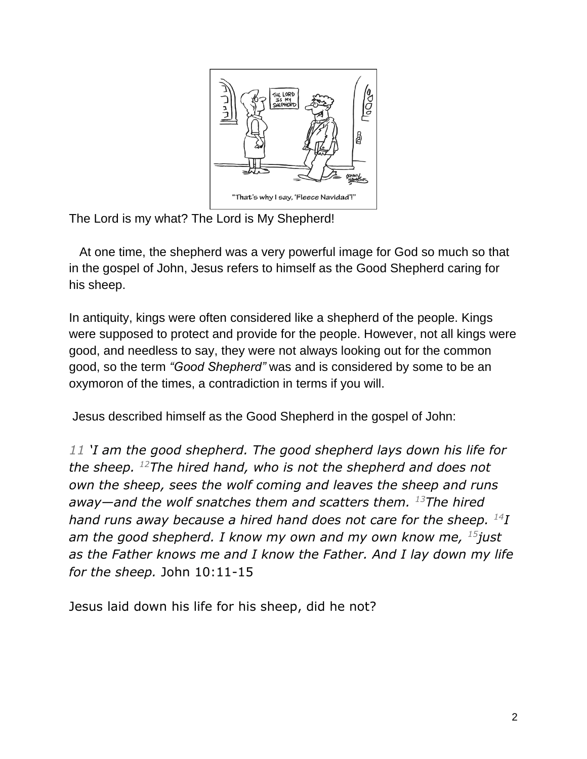The Lord is my what? The Lord is My Shepherd!

At one time, the shepherd was a very powerful image for God so much so that in the gospel of John, Jesus refers to himself as the Good Shepherd caring for his sheep.

In antiquity, kings were often considered like a shepherd of the people. Kings were supposed to protect and provide for the people. However, not all kings were good, and needless to say, they were not always looking out for the common good, so the term *"Good Shepherd"* was and is considered by some to be an oxymoron of the times, a contradiction in terms if you will.

Jesus described himself as the Good Shepherd in the gospel of John:

*11 'I am the good shepherd. The good shepherd lays down his life for the sheep. [12]The hired hand, who is not the shepherd and does not own the sheep, sees the wolf coming and leaves the sheep and runs away—and the wolf snatches them and scatters them. [13]The hired hand runs away because a hired hand does not care for the sheep. [14]I am the good shepherd. I know my own and my own know me, [15]just as the Father knows me and I know the Father. And I lay down my life for the sheep.* John 10:11-15

Jesus laid down his life for his sheep, did he not?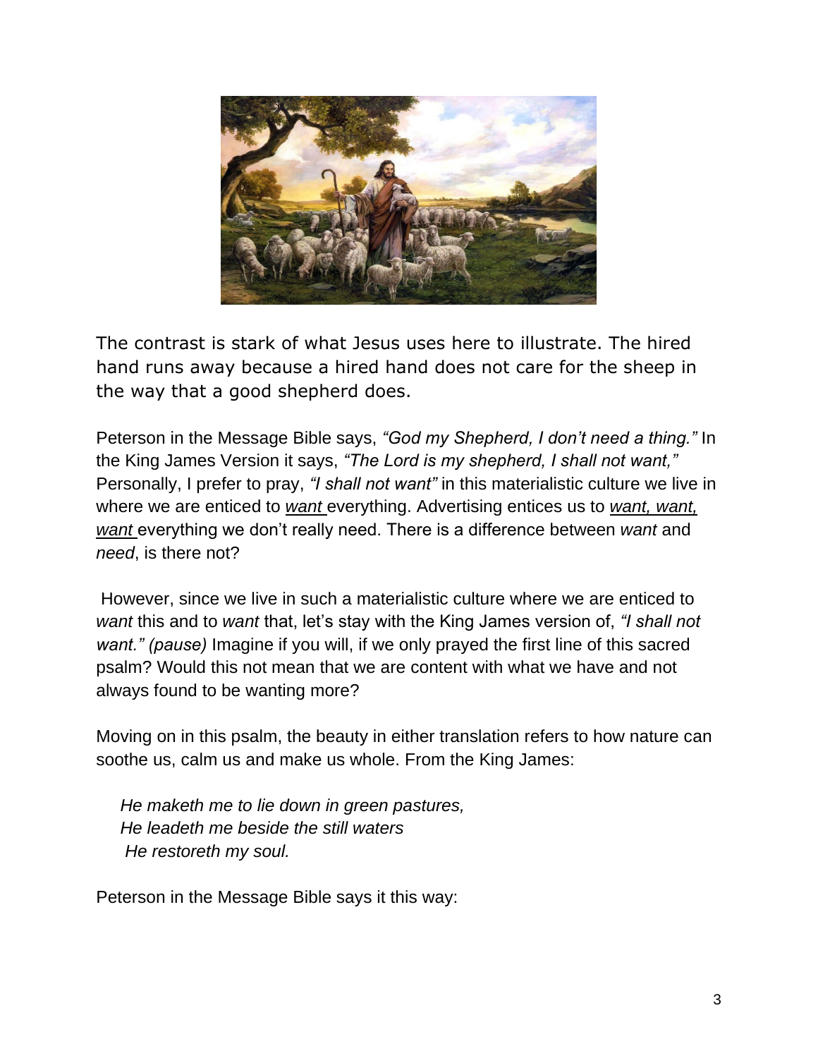The contrast is stark of what Jesus uses here to illustrate. The hired hand runs away because a hired hand does not care for the sheep in the way that a good shepherd does.

Peterson in the Message Bible says, *"God my Shepherd, I don't need a thing."* In the King James Version it says, *"The Lord is my shepherd, I shall not want,"* Personally, I prefer to pray, *"I shall not want"* in this materialistic culture we live in where we are enticed to *want* everything. Advertising entices us to *want, want, want* everything we don't really need. There is a difference between *want* and *need*, is there not?

However, since we live in such a materialistic culture where we are enticed to *want* this and to *want* that, let's stay with the King James version of, *"I shall not want." (pause)* Imagine if you will, if we only prayed the first line of this sacred psalm? Would this not mean that we are content with what we have and not always found to be wanting more?

Moving on in this psalm, the beauty in either translation refers to how nature can soothe us, calm us and make us whole. From the King James:

> *He maketh me to lie down in green pastures,*
> *He leadeth me beside the still waters*
> *He restoreth my soul.*

Peterson in the Message Bible says it this way: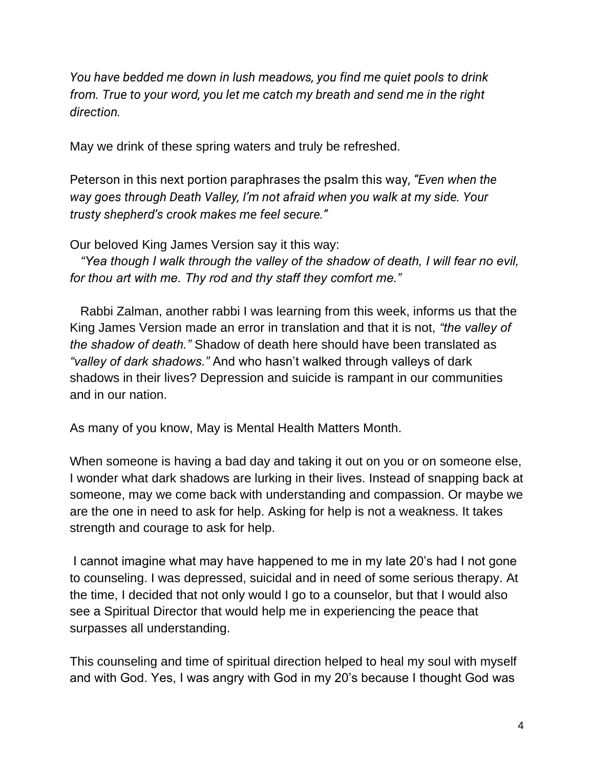*You have bedded me down in lush meadows, you find me quiet pools to drink from. True to your word, you let me catch my breath and send me in the right direction.*

May we drink of these spring waters and truly be refreshed.

Peterson in this next portion paraphrases the psalm this way, *"Even when the way goes through Death Valley, I'm not afraid when you walk at my side. Your trusty shepherd's crook makes me feel secure."*

Our beloved King James Version say it this way:
*"Yea though I walk through the valley of the shadow of death, I will fear no evil, for thou art with me. Thy rod and thy staff they comfort me."*

Rabbi Zalman, another rabbi I was learning from this week, informs us that the King James Version made an error in translation and that it is not, *"the valley of the shadow of death."* Shadow of death here should have been translated as *"valley of dark shadows."* And who hasn't walked through valleys of dark shadows in their lives? Depression and suicide is rampant in our communities and in our nation.

As many of you know, May is Mental Health Matters Month.

When someone is having a bad day and taking it out on you or on someone else, I wonder what dark shadows are lurking in their lives. Instead of snapping back at someone, may we come back with understanding and compassion. Or maybe we are the one in need to ask for help. Asking for help is not a weakness. It takes strength and courage to ask for help.

I cannot imagine what may have happened to me in my late 20's had I not gone to counseling. I was depressed, suicidal and in need of some serious therapy. At the time, I decided that not only would I go to a counselor, but that I would also see a Spiritual Director that would help me in experiencing the peace that surpasses all understanding.

This counseling and time of spiritual direction helped to heal my soul with myself and with God. Yes, I was angry with God in my 20's because I thought God was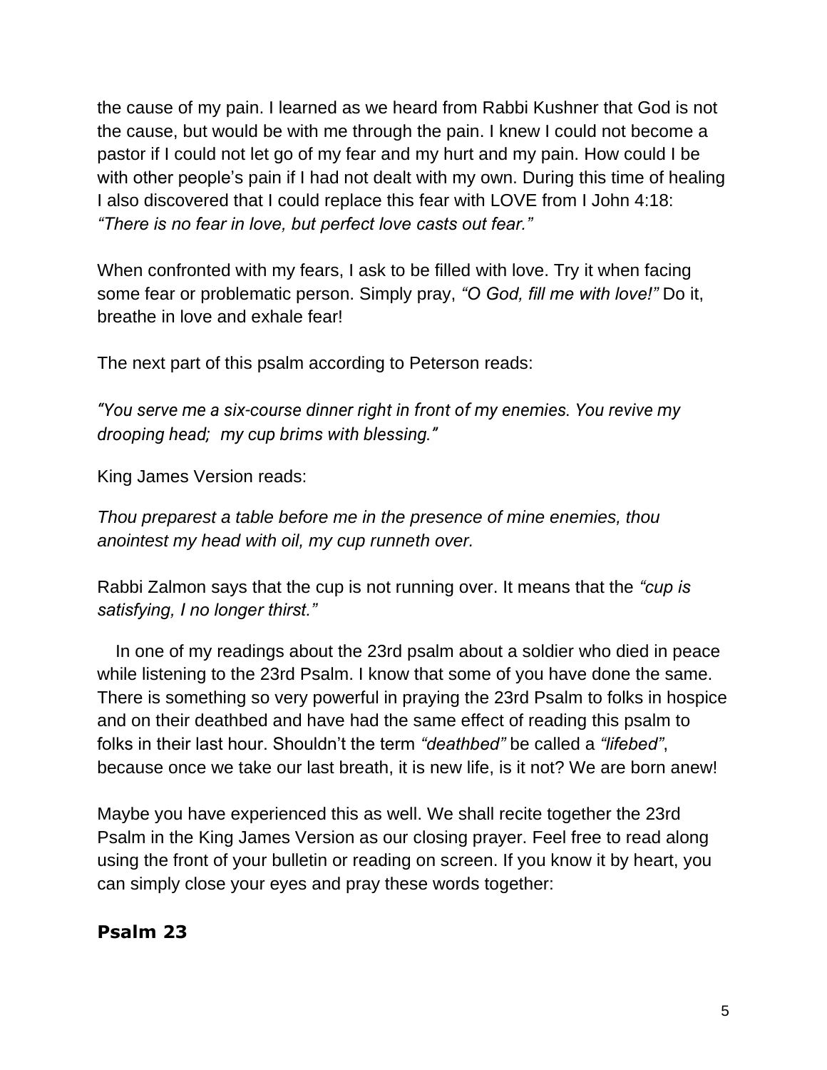the cause of my pain. I learned as we heard from Rabbi Kushner that God is not the cause, but would be with me through the pain. I knew I could not become a pastor if I could not let go of my fear and my hurt and my pain. How could I be with other people's pain if I had not dealt with my own. During this time of healing I also discovered that I could replace this fear with LOVE from I John 4:18: *"There is no fear in love, but perfect love casts out fear."*

When confronted with my fears, I ask to be filled with love. Try it when facing some fear or problematic person. Simply pray, *"O God, fill me with love!"* Do it, breathe in love and exhale fear!

The next part of this psalm according to Peterson reads:

*"You serve me a six-course dinner right in front of my enemies. You revive my drooping head;  my cup brims with blessing."*

King James Version reads:

*Thou preparest a table before me in the presence of mine enemies, thou anointest my head with oil, my cup runneth over.*

Rabbi Zalmon says that the cup is not running over. It means that the *"cup is satisfying, I no longer thirst."*

In one of my readings about the 23rd psalm about a soldier who died in peace while listening to the 23rd Psalm. I know that some of you have done the same. There is something so very powerful in praying the 23rd Psalm to folks in hospice and on their deathbed and have had the same effect of reading this psalm to folks in their last hour. Shouldn't the term *"deathbed"* be called a *"lifebed"*, because once we take our last breath, it is new life, is it not? We are born anew!

Maybe you have experienced this as well. We shall recite together the 23rd Psalm in the King James Version as our closing prayer. Feel free to read along using the front of your bulletin or reading on screen. If you know it by heart, you can simply close your eyes and pray these words together:

**Psalm 23**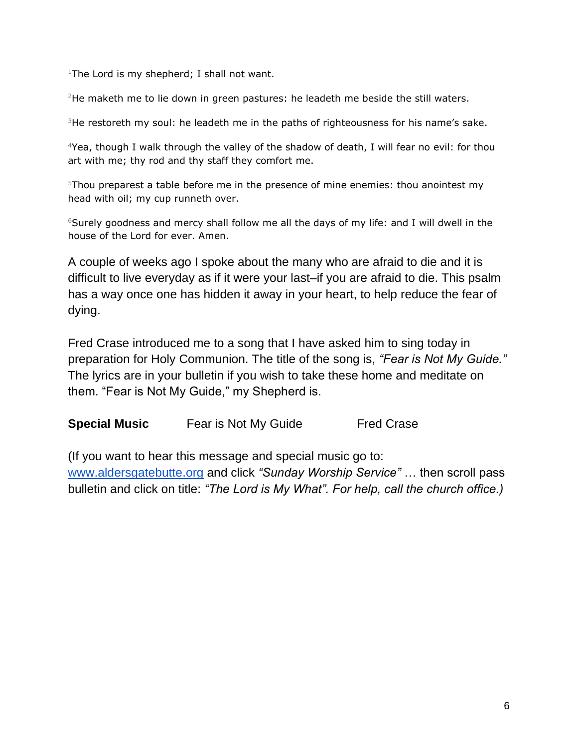[1]The Lord is my shepherd; I shall not want.

[2]He maketh me to lie down in green pastures: he leadeth me beside the still waters.

[3]He restoreth my soul: he leadeth me in the paths of righteousness for his name's sake.

[4]Yea, though I walk through the valley of the shadow of death, I will fear no evil: for thou art with me; thy rod and thy staff they comfort me.

[5]Thou preparest a table before me in the presence of mine enemies: thou anointest my head with oil; my cup runneth over.

[6]Surely goodness and mercy shall follow me all the days of my life: and I will dwell in the house of the Lord for ever. Amen.

A couple of weeks ago I spoke about the many who are afraid to die and it is difficult to live everyday as if it were your last–if you are afraid to die. This psalm has a way once one has hidden it away in your heart, to help reduce the fear of dying.

Fred Crase introduced me to a song that I have asked him to sing today in preparation for Holy Communion. The title of the song is, *"Fear is Not My Guide."* The lyrics are in your bulletin if you wish to take these home and meditate on them. "Fear is Not My Guide," my Shepherd is.

**Special Music** Fear is Not My Guide Fred Crase

(If you want to hear this message and special music go to: www.aldersgatebutte.org and click *"Sunday Worship Service"* … then scroll pass bulletin and click on title: *"The Lord is My What". For help, call the church office.)*